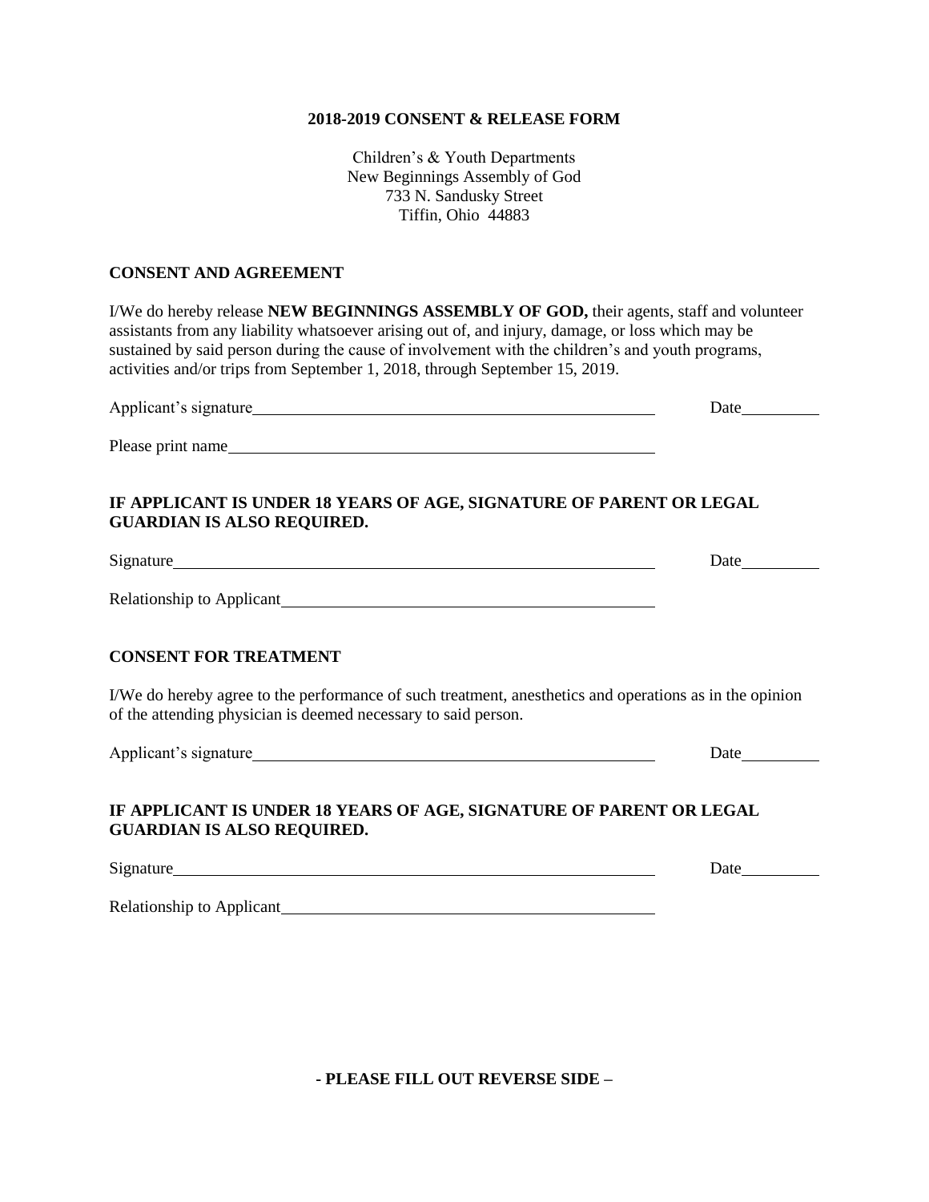**2018-2019 CONSENT & RELEASE FORM**

Children's & Youth Departments
New Beginnings Assembly of God
733 N. Sandusky Street
Tiffin, Ohio 44883

**CONSENT AND AGREEMENT**

I/We do hereby release **NEW BEGINNINGS ASSEMBLY OF GOD,** their agents, staff and volunteer assistants from any liability whatsoever arising out of, and injury, damage, or loss which may be sustained by said person during the cause of involvement with the children's and youth programs, activities and/or trips from September 1, 2018, through September 15, 2019.

Applicant's signature\_\_\_\_\_\_\_\_\_\_\_\_\_\_\_\_\_\_\_\_\_\_\_\_\_\_\_\_\_\_\_\_\_\_\_\_\_\_ Date\_\_\_\_\_\_\_\_

Please print name\_\_\_\_\_\_\_\_\_\_\_\_\_\_\_\_\_\_\_\_\_\_\_\_\_\_\_\_\_\_\_\_\_\_\_\_\_\_\_\_\_\_

**IF APPLICANT IS UNDER 18 YEARS OF AGE, SIGNATURE OF PARENT OR LEGAL GUARDIAN IS ALSO REQUIRED.**

Signature\_\_\_\_\_\_\_\_\_\_\_\_\_\_\_\_\_\_\_\_\_\_\_\_\_\_\_\_\_\_\_\_\_\_\_\_\_\_\_\_\_\_\_\_\_\_\_ Date\_\_\_\_\_\_\_\_

Relationship to Applicant\_\_\_\_\_\_\_\_\_\_\_\_\_\_\_\_\_\_\_\_\_\_\_\_\_\_\_\_\_\_\_\_\_\_\_\_

**CONSENT FOR TREATMENT**

I/We do hereby agree to the performance of such treatment, anesthetics and operations as in the opinion of the attending physician is deemed necessary to said person.

Applicant's signature\_\_\_\_\_\_\_\_\_\_\_\_\_\_\_\_\_\_\_\_\_\_\_\_\_\_\_\_\_\_\_\_\_\_\_\_\_\_ Date\_\_\_\_\_\_\_\_

**IF APPLICANT IS UNDER 18 YEARS OF AGE, SIGNATURE OF PARENT OR LEGAL GUARDIAN IS ALSO REQUIRED.**

Signature\_\_\_\_\_\_\_\_\_\_\_\_\_\_\_\_\_\_\_\_\_\_\_\_\_\_\_\_\_\_\_\_\_\_\_\_\_\_\_\_\_\_\_\_\_\_\_ Date\_\_\_\_\_\_\_\_

Relationship to Applicant\_\_\_\_\_\_\_\_\_\_\_\_\_\_\_\_\_\_\_\_\_\_\_\_\_\_\_\_\_\_\_\_\_\_\_\_

**- PLEASE FILL OUT REVERSE SIDE –**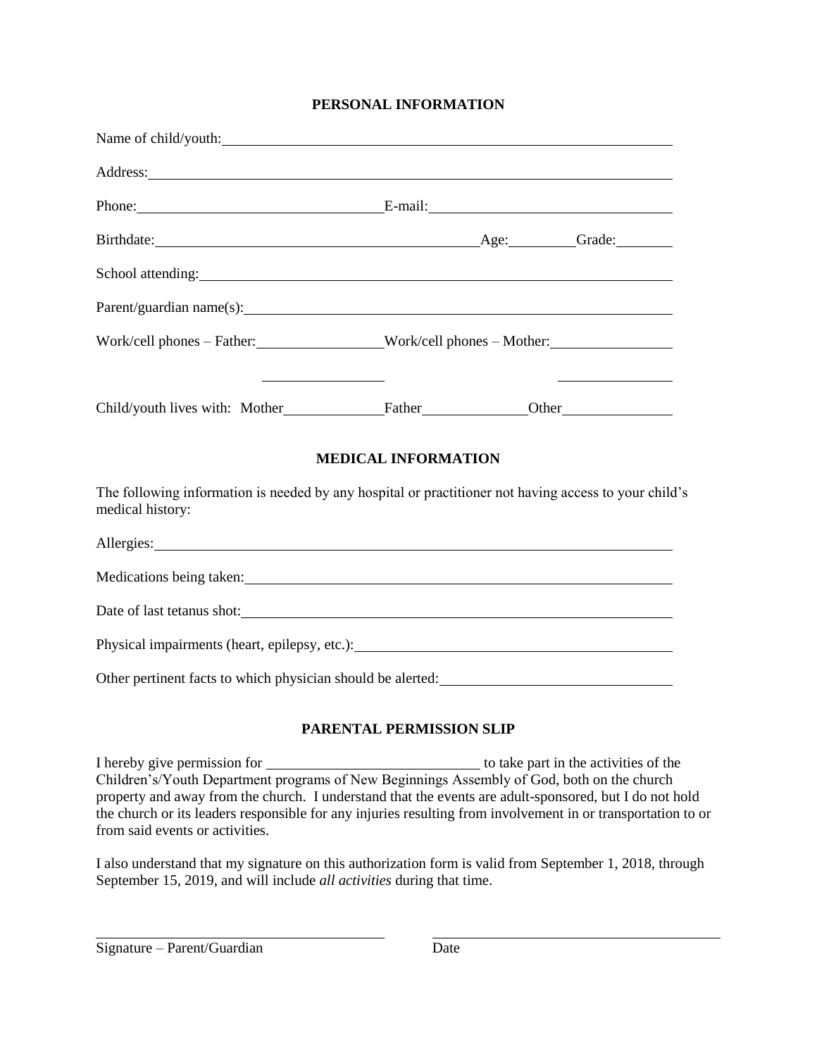**PERSONAL INFORMATION**

Name of child/youth: \_\_\_\_\_\_\_\_\_\_\_\_\_\_\_\_\_\_\_\_\_\_\_\_\_\_\_\_\_\_\_\_\_\_\_\_\_\_\_\_

Address: \_\_\_\_\_\_\_\_\_\_\_\_\_\_\_\_\_\_\_\_\_\_\_\_\_\_\_\_\_\_\_\_\_\_\_\_\_\_\_\_

Phone: \_\_\_\_\_\_\_\_\_\_\_\_\_\_\_\_\_\_\_\_ E-mail: \_\_\_\_\_\_\_\_\_\_\_\_\_\_\_\_\_\_\_\_

Birthdate: \_\_\_\_\_\_\_\_\_\_\_\_\_\_\_\_\_\_\_\_\_\_\_\_ Age: \_\_\_\_\_\_ Grade: \_\_\_\_\_\_

School attending: \_\_\_\_\_\_\_\_\_\_\_\_\_\_\_\_\_\_\_\_\_\_\_\_\_\_\_\_\_\_\_\_\_\_\_\_\_\_\_\_

Parent/guardian name(s): \_\_\_\_\_\_\_\_\_\_\_\_\_\_\_\_\_\_\_\_\_\_\_\_\_\_\_\_\_\_\_\_\_\_\_\_\_\_\_\_

Work/cell phones – Father: \_\_\_\_\_\_\_\_\_\_\_\_\_\_\_\_ Work/cell phones – Mother: \_\_\_\_\_\_\_\_\_\_\_\_\_\_\_\_

\_\_\_\_\_\_\_\_\_\_\_\_\_\_\_\_ \_\_\_\_\_\_\_\_\_\_\_\_\_\_\_\_

Child/youth lives with: Mother \_\_\_\_\_\_\_\_\_\_ Father \_\_\_\_\_\_\_\_\_\_ Other \_\_\_\_\_\_\_\_\_\_

**MEDICAL INFORMATION**

The following information is needed by any hospital or practitioner not having access to your child's medical history:

Allergies: \_\_\_\_\_\_\_\_\_\_\_\_\_\_\_\_\_\_\_\_\_\_\_\_\_\_\_\_\_\_\_\_\_\_\_\_\_\_\_\_

Medications being taken: \_\_\_\_\_\_\_\_\_\_\_\_\_\_\_\_\_\_\_\_\_\_\_\_\_\_\_\_\_\_\_\_\_\_\_\_\_\_\_\_

Date of last tetanus shot: \_\_\_\_\_\_\_\_\_\_\_\_\_\_\_\_\_\_\_\_\_\_\_\_\_\_\_\_\_\_\_\_\_\_\_\_\_\_\_\_

Physical impairments (heart, epilepsy, etc.): \_\_\_\_\_\_\_\_\_\_\_\_\_\_\_\_\_\_\_\_\_\_\_\_\_\_\_\_\_\_

Other pertinent facts to which physician should be alerted: \_\_\_\_\_\_\_\_\_\_\_\_\_\_\_\_\_\_\_\_\_\_\_\_

**PARENTAL PERMISSION SLIP**

I hereby give permission for \_\_\_\_\_\_\_\_\_\_\_\_\_\_\_\_\_\_\_\_\_\_\_\_ to take part in the activities of the Children's/Youth Department programs of New Beginnings Assembly of God, both on the church property and away from the church. I understand that the events are adult-sponsored, but I do not hold the church or its leaders responsible for any injuries resulting from involvement in or transportation to or from said events or activities.

I also understand that my signature on this authorization form is valid from September 1, 2018, through September 15, 2019, and will include *all activities* during that time.

\_\_\_\_\_\_\_\_\_\_\_\_\_\_\_\_\_\_\_\_\_\_\_\_\_\_\_\_\_\_ \_\_\_\_\_\_\_\_\_\_\_\_\_\_\_\_\_\_\_\_\_\_\_\_\_\_\_\_\_\_

Signature – Parent/Guardian Date